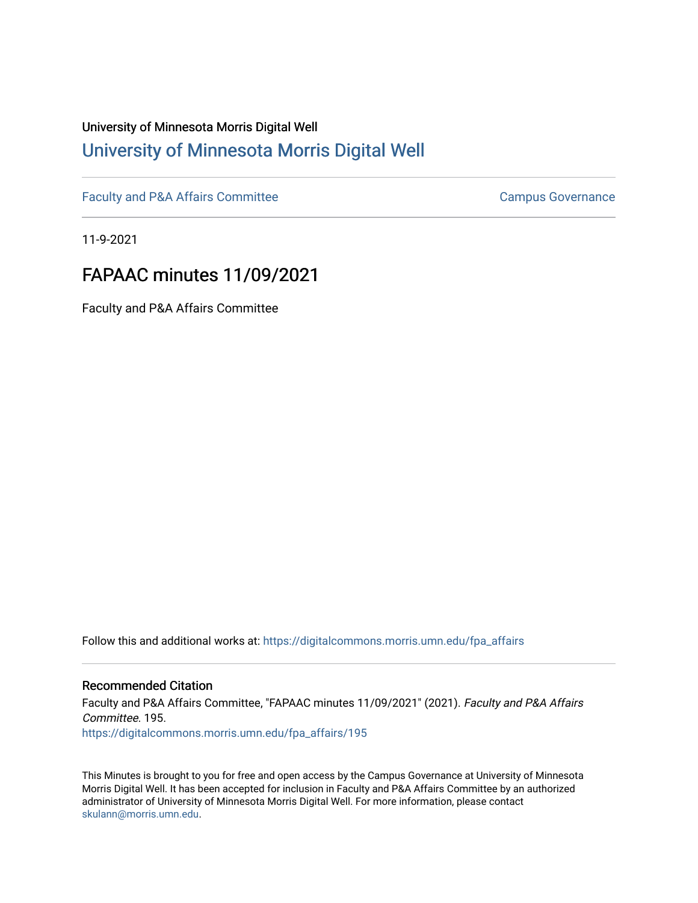University of Minnesota Morris Digital Well

# [University of Minnesota Morris Digital Well](https://digitalcommons.morris.umn.edu/)

[Faculty and P&A Affairs Committee](https://digitalcommons.morris.umn.edu/fpa_affairs) | [Campus Governance](https://digitalcommons.morris.umn.edu/governance)

11-9-2021

## FAPAAC minutes 11/09/2021

Faculty and P&A Affairs Committee

Follow this and additional works at: https://digitalcommons.morris.umn.edu/fpa_affairs

### Recommended Citation

Faculty and P&A Affairs Committee, "FAPAAC minutes 11/09/2021" (2021). *Faculty and P&A Affairs Committee*. 195.
https://digitalcommons.morris.umn.edu/fpa_affairs/195

This Minutes is brought to you for free and open access by the Campus Governance at University of Minnesota Morris Digital Well. It has been accepted for inclusion in Faculty and P&A Affairs Committee by an authorized administrator of University of Minnesota Morris Digital Well. For more information, please contact skulann@morris.umn.edu.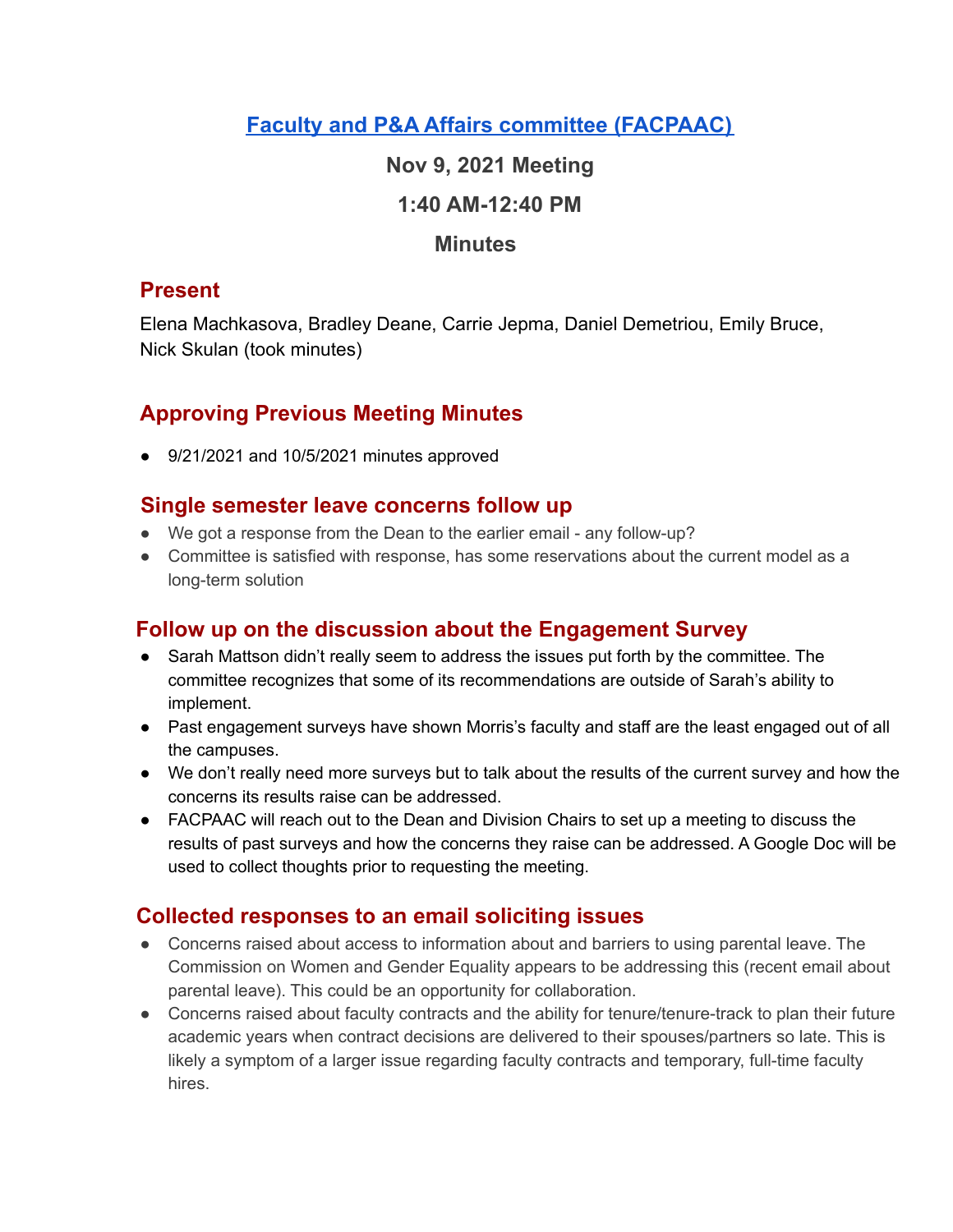# [Faculty and P&A Affairs committee (FACPAAC)]

## Nov 9, 2021 Meeting

## 1:40 AM-12:40 PM

## Minutes

### Present

Elena Machkasova, Bradley Deane, Carrie Jepma, Daniel Demetriou, Emily Bruce, Nick Skulan (took minutes)

### Approving Previous Meeting Minutes

- 9/21/2021 and 10/5/2021 minutes approved

### Single semester leave concerns follow up

- We got a response from the Dean to the earlier email - any follow-up?
- Committee is satisfied with response, has some reservations about the current model as a long-term solution

### Follow up on the discussion about the Engagement Survey

- Sarah Mattson didn't really seem to address the issues put forth by the committee. The committee recognizes that some of its recommendations are outside of Sarah's ability to implement.
- Past engagement surveys have shown Morris's faculty and staff are the least engaged out of all the campuses.
- We don't really need more surveys but to talk about the results of the current survey and how the concerns its results raise can be addressed.
- FACPAAC will reach out to the Dean and Division Chairs to set up a meeting to discuss the results of past surveys and how the concerns they raise can be addressed. A Google Doc will be used to collect thoughts prior to requesting the meeting.

### Collected responses to an email soliciting issues

- Concerns raised about access to information about and barriers to using parental leave. The Commission on Women and Gender Equality appears to be addressing this (recent email about parental leave). This could be an opportunity for collaboration.
- Concerns raised about faculty contracts and the ability for tenure/tenure-track to plan their future academic years when contract decisions are delivered to their spouses/partners so late. This is likely a symptom of a larger issue regarding faculty contracts and temporary, full-time faculty hires.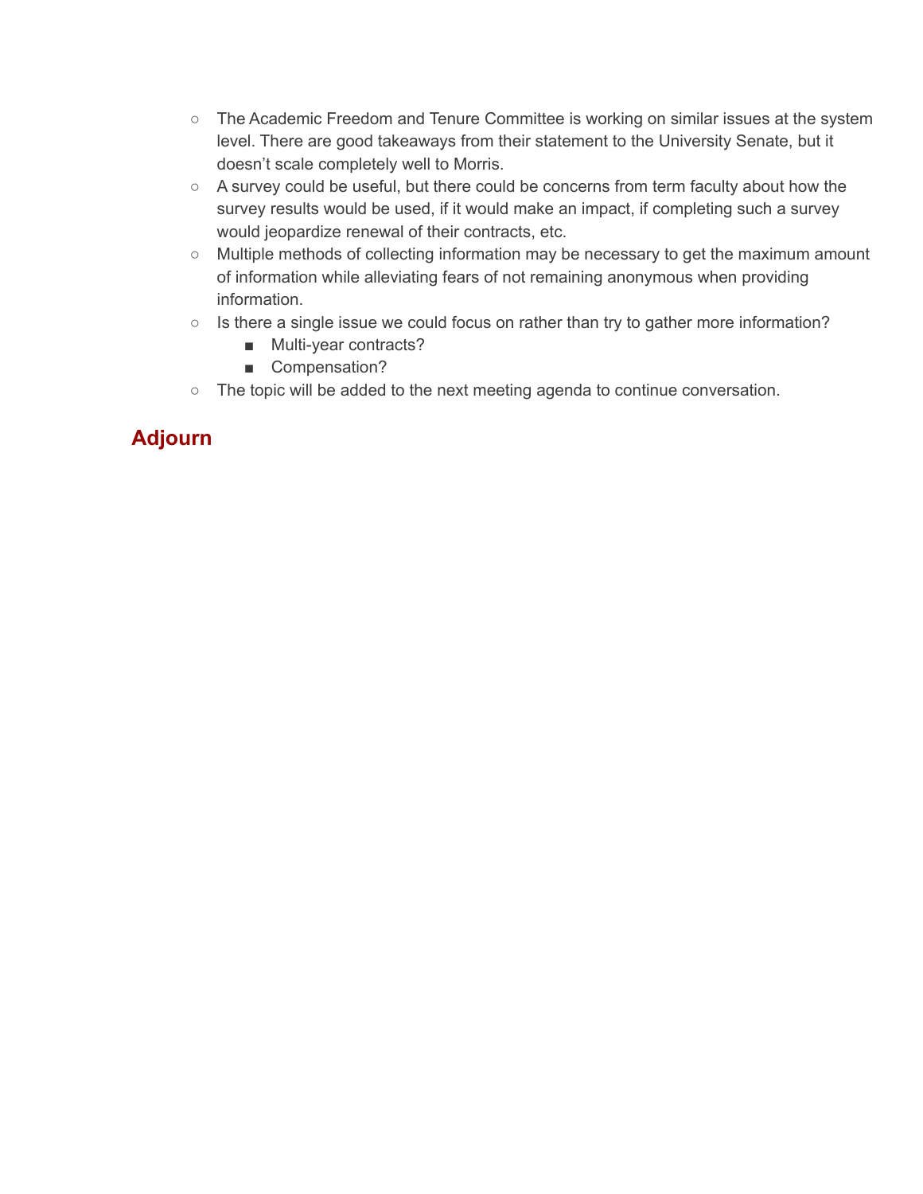- The Academic Freedom and Tenure Committee is working on similar issues at the system level. There are good takeaways from their statement to the University Senate, but it doesn't scale completely well to Morris.
- A survey could be useful, but there could be concerns from term faculty about how the survey results would be used, if it would make an impact, if completing such a survey would jeopardize renewal of their contracts, etc.
- Multiple methods of collecting information may be necessary to get the maximum amount of information while alleviating fears of not remaining anonymous when providing information.
- Is there a single issue we could focus on rather than try to gather more information?
  - Multi-year contracts?
  - Compensation?
- The topic will be added to the next meeting agenda to continue conversation.

## Adjourn